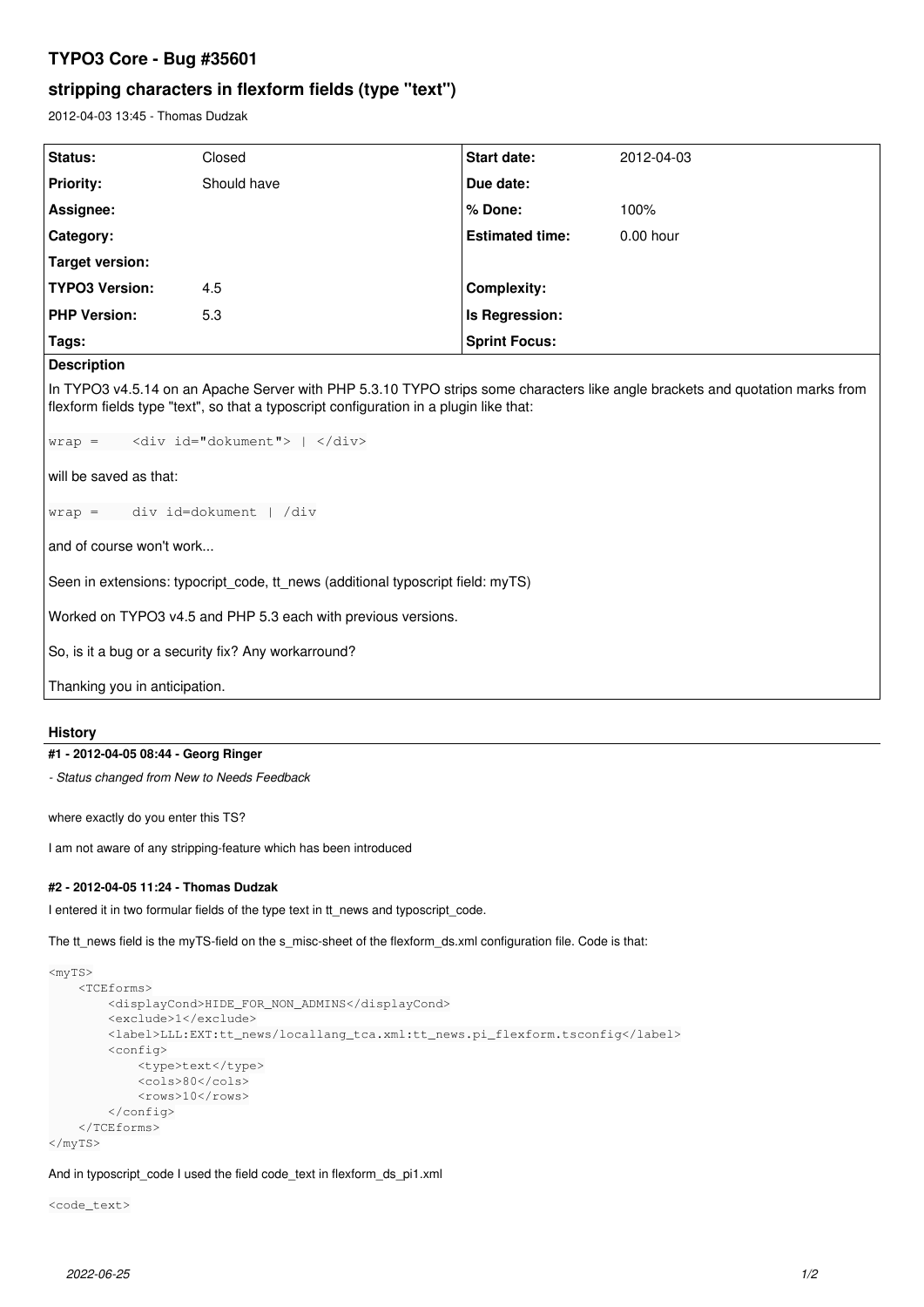# TYPO3 Core - Bug #35601

## stripping characters in flexform fields (type "text")

2012-04-03 13:45 - Thomas Dudzak

| Status: | Closed | Start date: | 2012-04-03 |
|---|---|---|---|
| Priority: | Should have | Due date: | |
| Assignee: | | % Done: | 100% |
| Category: | | Estimated time: | 0.00 hour |
| Target version: | | | |
| TYPO3 Version: | 4.5 | Complexity: | |
| PHP Version: | 5.3 | Is Regression: | |
| Tags: | | Sprint Focus: | |

**Description**

In TYPO3 v4.5.14 on an Apache Server with PHP 5.3.10 TYPO strips some characters like angle brackets and quotation marks from flexform fields type "text", so that a typoscript configuration in a plugin like that:

```
wrap =    <div id="dokument"> | </div>
```

will be saved as that:

```
wrap =    div id=dokument | /div
```

and of course won't work...

Seen in extensions: typocript_code, tt_news (additional typoscript field: myTS)

Worked on TYPO3 v4.5 and PHP 5.3 each with previous versions.

So, is it a bug or a security fix? Any workarround?

Thanking you in anticipation.

## History

### #1 - 2012-04-05 08:44 - Georg Ringer

*- Status changed from New to Needs Feedback*

where exactly do you enter this TS?

I am not aware of any stripping-feature which has been introduced

### #2 - 2012-04-05 11:24 - Thomas Dudzak

I entered it in two formular fields of the type text in tt_news and typoscript_code.

The tt_news field is the myTS-field on the s_misc-sheet of the flexform_ds.xml configuration file. Code is that:

```
<myTS>
    <TCEforms>
        <displayCond>HIDE_FOR_NON_ADMINS</displayCond>
        <exclude>1</exclude>
        <label>LLL:EXT:tt_news/locallang_tca.xml:tt_news.pi_flexform.tsconfig</label>
        <config>
            <type>text</type>
            <cols>80</cols>
            <rows>10</rows>
        </config>
    </TCEforms>
</myTS>
```

And in typoscript_code I used the field code_text in flexform_ds_pi1.xml

```
<code_text>
```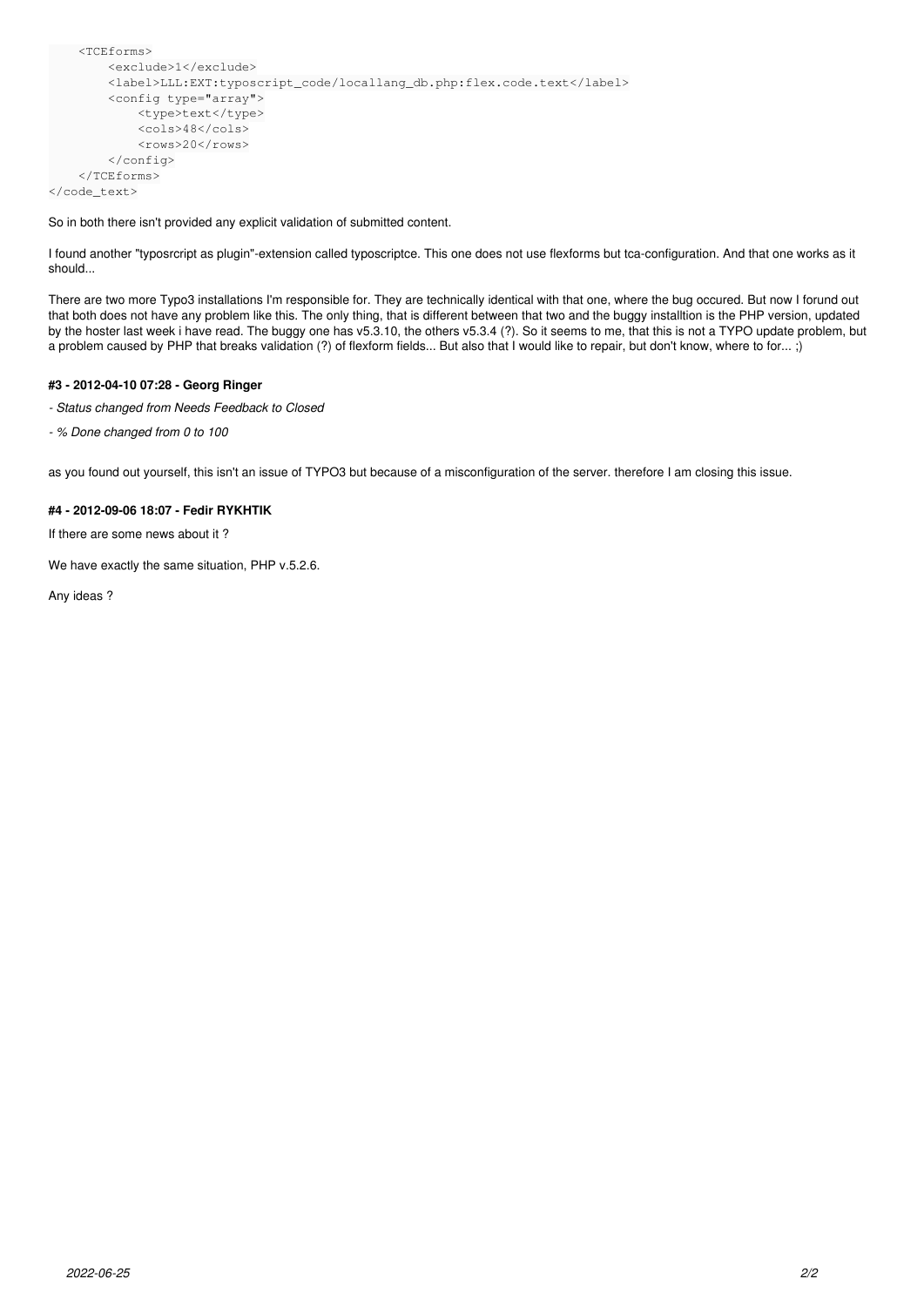```
    <TCEforms>
        <exclude>1</exclude>
        <label>LLL:EXT:typoscript_code/locallang_db.php:flex.code.text</label>
        <config type="array">
            <type>text</type>
            <cols>48</cols>
            <rows>20</rows>
        </config>
    </TCEforms>
</code_text>
```

So in both there isn't provided any explicit validation of submitted content.

I found another "typosrcript as plugin"-extension called typoscriptce. This one does not use flexforms but tca-configuration. And that one works as it should...

There are two more Typo3 installations I'm responsible for. They are technically identical with that one, where the bug occured. But now I forund out that both does not have any problem like this. The only thing, that is different between that two and the buggy installtion is the PHP version, updated by the hoster last week i have read. The buggy one has v5.3.10, the others v5.3.4 (?). So it seems to me, that this is not a TYPO update problem, but a problem caused by PHP that breaks validation (?) of flexform fields... But also that I would like to repair, but don't know, where to for... ;)

#### #3 - 2012-04-10 07:28 - Georg Ringer

- *Status changed from Needs Feedback to Closed*
- *% Done changed from 0 to 100*

as you found out yourself, this isn't an issue of TYPO3 but because of a misconfiguration of the server. therefore I am closing this issue.

#### #4 - 2012-09-06 18:07 - Fedir RYKHTIK

If there are some news about it ?

We have exactly the same situation, PHP v.5.2.6.

Any ideas ?